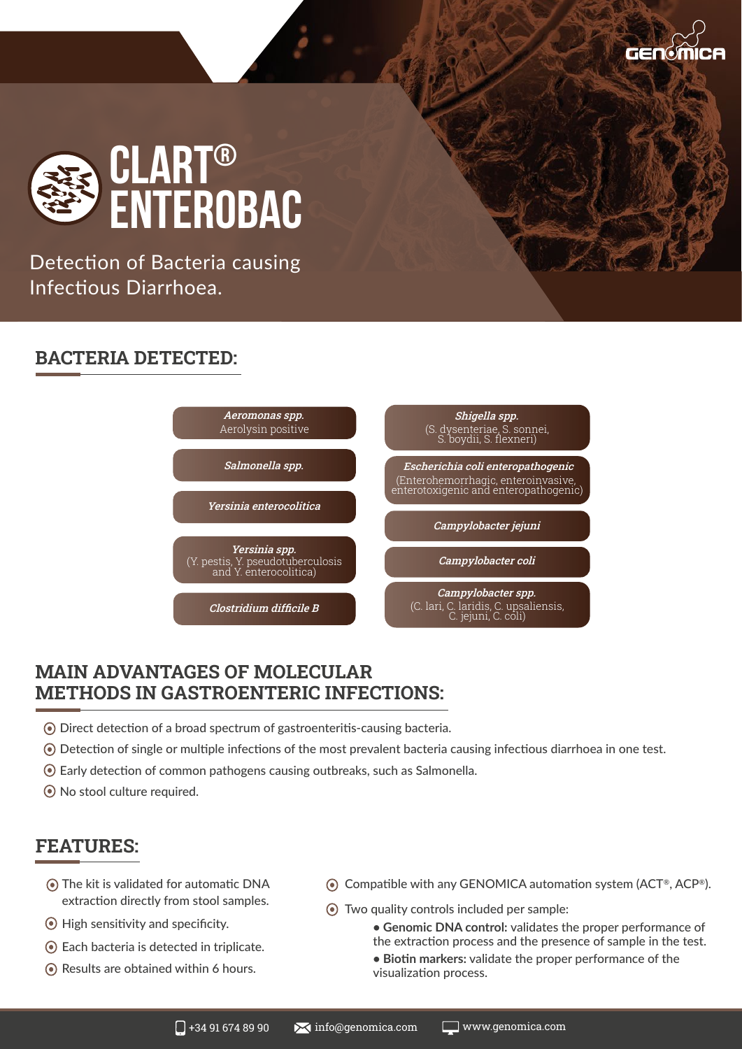# CLART® ENTEROBAC

Detection of Bacteria causing Infectious Diarrhoea.

## BACTERIA DETECTED:

- *Aeromonas spp.* Aerolysin positive
- *Salmonella spp.*
- *Yersinia enterocolitica*
- *Yersinia spp.* (Y. pestis, Y. pseudotuberculosis and Y. enterocolitica)
- *Clostridium difficile B*
- *Shigella spp.* (S. dysenteriae, S. sonnei, S. boydii, S. flexneri)
- *Escherichia coli enteropathogenic* (Enterohemorrhagic, enteroinvasive, enterotoxigenic and enteropathogenic)
- *Campylobacter jejuni*
- *Campylobacter coli*
- *Campylobacter spp.* (C. lari, C. laridis, C. upsaliensis, C. jejuni, C. coli)

## MAIN ADVANTAGES OF MOLECULAR METHODS IN GASTROENTERIC INFECTIONS:

- Direct detection of a broad spectrum of gastroenteritis-causing bacteria.
- Detection of single or multiple infections of the most prevalent bacteria causing infectious diarrhoea in one test.
- Early detection of common pathogens causing outbreaks, such as Salmonella.
- No stool culture required.

## FEATURES:

- The kit is validated for automatic DNA extraction directly from stool samples.
- High sensitivity and specificity.
- Each bacteria is detected in triplicate.
- Results are obtained within 6 hours.
- Compatible with any GENOMICA automation system (ACT®, ACP®).
- Two quality controls included per sample:
  - **Genomic DNA control:** validates the proper performance of the extraction process and the presence of sample in the test.
  - **Biotin markers:** validate the proper performance of the visualization process.

+34 91 674 89 90 info@genomica.com www.genomica.com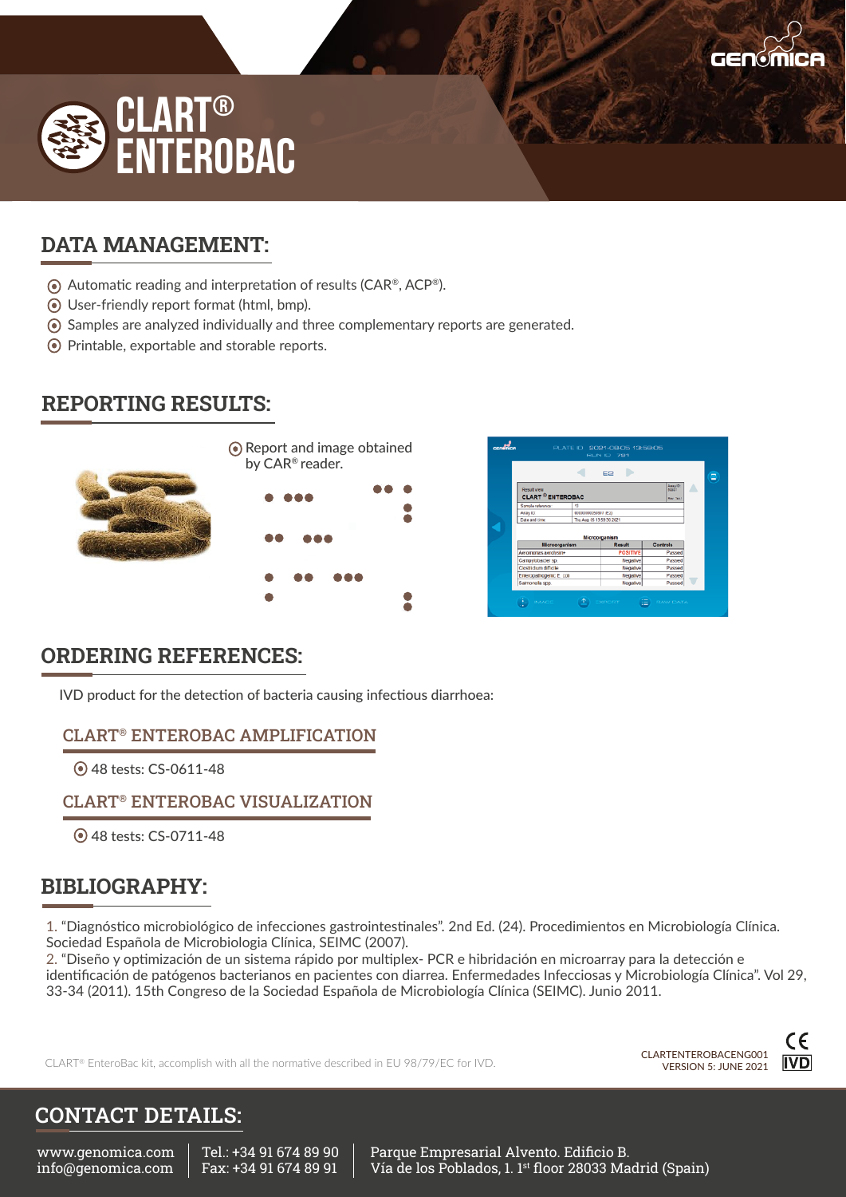# CLART® ENTEROBAC

## DATA MANAGEMENT:

- Automatic reading and interpretation of results (CAR®, ACP®).
- User-friendly report format (html, bmp).
- Samples are analyzed individually and three complementary reports are generated.
- Printable, exportable and storable reports.

## REPORTING RESULTS:

- Report and image obtained by CAR® reader.

## ORDERING REFERENCES:

IVD product for the detection of bacteria causing infectious diarrhoea:

### CLART® ENTEROBAC AMPLIFICATION

- 48 tests: CS-0611-48

### CLART® ENTEROBAC VISUALIZATION

- 48 tests: CS-0711-48

## BIBLIOGRAPHY:

1. "Diagnóstico microbiológico de infecciones gastrointestinales". 2nd Ed. (24). Procedimientos en Microbiología Clínica. Sociedad Española de Microbiología Clínica, SEIMC (2007).
2. "Diseño y optimización de un sistema rápido por multiplex- PCR e hibridación en microarray para la detección e identificación de patógenos bacterianos en pacientes con diarrea. Enfermedades Infecciosas y Microbiología Clínica". Vol 29, 33-34 (2011). 15th Congreso de la Sociedad Española de Microbiología Clínica (SEIMC). Junio 2011.

CLART® EnteroBac kit, accomplish with all the normative described in EU 98/79/EC for IVD.

CLARTENTEROBACENG001
VERSION 5: JUNE 2021

## CONTACT DETAILS:

www.genomica.com
info@genomica.com

Tel.: +34 91 674 89 90
Fax: +34 91 674 89 91

Parque Empresarial Alvento. Edificio B.
Vía de los Poblados, 1. 1st floor 28033 Madrid (Spain)